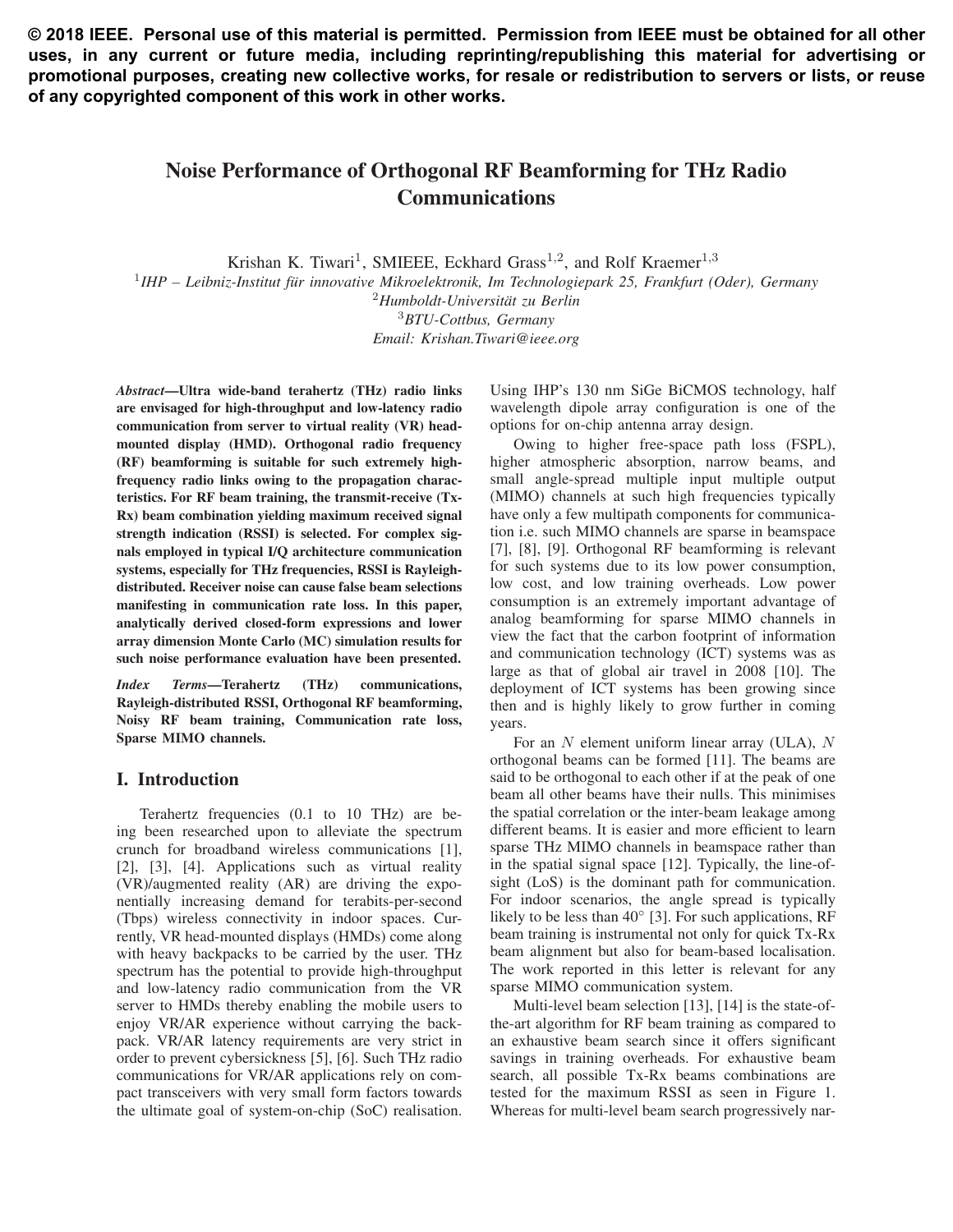**© 2018 IEEE. Personal use of this material is permitted. Permission from IEEE must be obtained for all other uses, in any current or future media, including reprinting/republishing this material for advertising or promotional purposes, creating new collective works, for resale or redistribution to servers or lists, or reuse of any copyrighted component of this work in other works.**

# Noise Performance of Orthogonal RF Beamforming for THz Radio Communications

Krishan K. Tiwari[1], SMIEEE, Eckhard Grass[1,2], and Rolf Kraemer[1,3]

[1]*IHP – Leibniz-Institut für innovative Mikroelektronik, Im Technologiepark 25, Frankfurt (Oder), Germany*
[2]*Humboldt-Universität zu Berlin*
[3]*BTU-Cottbus, Germany*
*Email: Krishan.Tiwari@ieee.org*

***Abstract*—Ultra wide-band terahertz (THz) radio links are envisaged for high-throughput and low-latency radio communication from server to virtual reality (VR) head-mounted display (HMD). Orthogonal radio frequency (RF) beamforming is suitable for such extremely high-frequency radio links owing to the propagation characteristics. For RF beam training, the transmit-receive (Tx-Rx) beam combination yielding maximum received signal strength indication (RSSI) is selected. For complex signals employed in typical I/Q architecture communication systems, especially for THz frequencies, RSSI is Rayleigh-distributed. Receiver noise can cause false beam selections manifesting in communication rate loss. In this paper, analytically derived closed-form expressions and lower array dimension Monte Carlo (MC) simulation results for such noise performance evaluation have been presented.**

***Index Terms*—Terahertz (THz) communications, Rayleigh-distributed RSSI, Orthogonal RF beamforming, Noisy RF beam training, Communication rate loss, Sparse MIMO channels.**

## I. Introduction

Terahertz frequencies (0.1 to 10 THz) are being been researched upon to alleviate the spectrum crunch for broadband wireless communications [1], [2], [3], [4]. Applications such as virtual reality (VR)/augmented reality (AR) are driving the exponentially increasing demand for terabits-per-second (Tbps) wireless connectivity in indoor spaces. Currently, VR head-mounted displays (HMDs) come along with heavy backpacks to be carried by the user. THz spectrum has the potential to provide high-throughput and low-latency radio communication from the VR server to HMDs thereby enabling the mobile users to enjoy VR/AR experience without carrying the backpack. VR/AR latency requirements are very strict in order to prevent cybersickness [5], [6]. Such THz radio communications for VR/AR applications rely on compact transceivers with very small form factors towards the ultimate goal of system-on-chip (SoC) realisation. Using IHP's 130 nm SiGe BiCMOS technology, half wavelength dipole array configuration is one of the options for on-chip antenna array design.

Owing to higher free-space path loss (FSPL), higher atmospheric absorption, narrow beams, and small angle-spread multiple input multiple output (MIMO) channels at such high frequencies typically have only a few multipath components for communication i.e. such MIMO channels are sparse in beamspace [7], [8], [9]. Orthogonal RF beamforming is relevant for such systems due to its low power consumption, low cost, and low training overheads. Low power consumption is an extremely important advantage of analog beamforming for sparse MIMO channels in view the fact that the carbon footprint of information and communication technology (ICT) systems was as large as that of global air travel in 2008 [10]. The deployment of ICT systems has been growing since then and is highly likely to grow further in coming years.

For an $N$ element uniform linear array (ULA), $N$ orthogonal beams can be formed [11]. The beams are said to be orthogonal to each other if at the peak of one beam all other beams have their nulls. This minimises the spatial correlation or the inter-beam leakage among different beams. It is easier and more efficient to learn sparse THz MIMO channels in beamspace rather than in the spatial signal space [12]. Typically, the line-of-sight (LoS) is the dominant path for communication. For indoor scenarios, the angle spread is typically likely to be less than $40^{\circ}$ [3]. For such applications, RF beam training is instrumental not only for quick Tx-Rx beam alignment but also for beam-based localisation. The work reported in this letter is relevant for any sparse MIMO communication system.

Multi-level beam selection [13], [14] is the state-of-the-art algorithm for RF beam training as compared to an exhaustive beam search since it offers significant savings in training overheads. For exhaustive beam search, all possible Tx-Rx beams combinations are tested for the maximum RSSI as seen in Figure 1. Whereas for multi-level beam search progressively nar-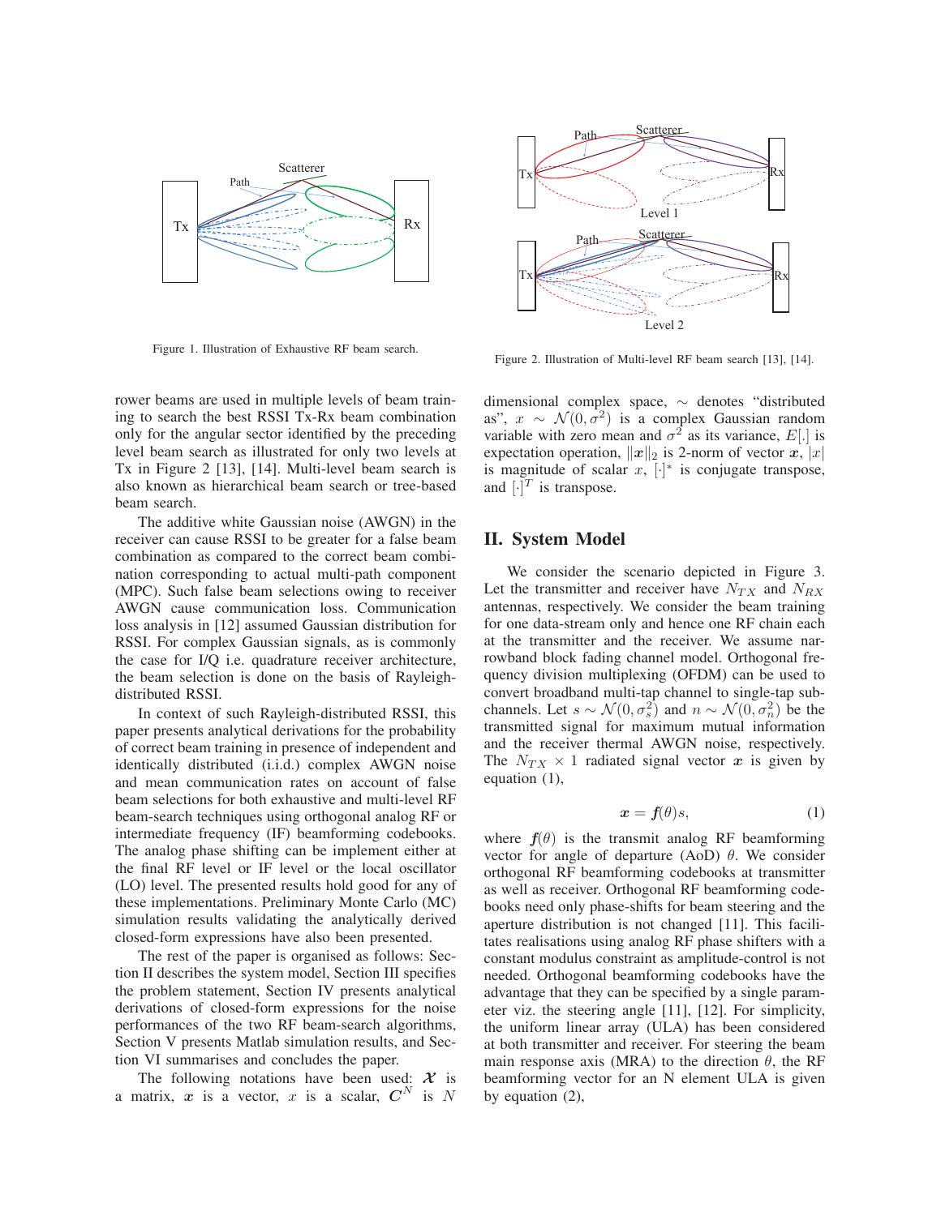Figure 1. Illustration of Exhaustive RF beam search.

Figure 2. Illustration of Multi-level RF beam search [13], [14].

rower beams are used in multiple levels of beam training to search the best RSSI Tx-Rx beam combination only for the angular sector identified by the preceding level beam search as illustrated for only two levels at Tx in Figure 2 [13], [14]. Multi-level beam search is also known as hierarchical beam search or tree-based beam search.

The additive white Gaussian noise (AWGN) in the receiver can cause RSSI to be greater for a false beam combination as compared to the correct beam combination corresponding to actual multi-path component (MPC). Such false beam selections owing to receiver AWGN cause communication loss. Communication loss analysis in [12] assumed Gaussian distribution for RSSI. For complex Gaussian signals, as is commonly the case for I/Q i.e. quadrature receiver architecture, the beam selection is done on the basis of Rayleigh-distributed RSSI.

In context of such Rayleigh-distributed RSSI, this paper presents analytical derivations for the probability of correct beam training in presence of independent and identically distributed (i.i.d.) complex AWGN noise and mean communication rates on account of false beam selections for both exhaustive and multi-level RF beam-search techniques using orthogonal analog RF or intermediate frequency (IF) beamforming codebooks. The analog phase shifting can be implement either at the final RF level or IF level or the local oscillator (LO) level. The presented results hold good for any of these implementations. Preliminary Monte Carlo (MC) simulation results validating the analytically derived closed-form expressions have also been presented.

The rest of the paper is organised as follows: Section II describes the system model, Section III specifies the problem statement, Section IV presents analytical derivations of closed-form expressions for the noise performances of the two RF beam-search algorithms, Section V presents Matlab simulation results, and Section VI summarises and concludes the paper.

The following notations have been used: $\boldsymbol{\mathcal{X}}$ is a matrix, $\boldsymbol{x}$ is a vector, $x$ is a scalar, $\boldsymbol{C}^N$ is $N$ dimensional complex space, $\sim$ denotes "distributed as", $x \sim \mathcal{N}(0, \sigma^2)$ is a complex Gaussian random variable with zero mean and $\sigma^2$ as its variance, $E[.]$ is expectation operation, $\|\boldsymbol{x}\|_2$ is 2-norm of vector $\boldsymbol{x}$, $|x|$ is magnitude of scalar $x$, $[\cdot]^*$ is conjugate transpose, and $[\cdot]^T$ is transpose.

## II. System Model

We consider the scenario depicted in Figure 3. Let the transmitter and receiver have $N_{TX}$ and $N_{RX}$ antennas, respectively. We consider the beam training for one data-stream only and hence one RF chain each at the transmitter and the receiver. We assume narrowband block fading channel model. Orthogonal frequency division multiplexing (OFDM) can be used to convert broadband multi-tap channel to single-tap subchannels. Let $s \sim \mathcal{N}(0, \sigma_s^2)$ and $n \sim \mathcal{N}(0, \sigma_n^2)$ be the transmitted signal for maximum mutual information and the receiver thermal AWGN noise, respectively. The $N_{TX} \times 1$ radiated signal vector $\boldsymbol{x}$ is given by equation (1),

$$\boldsymbol{x} = \boldsymbol{f}(\theta)s, \tag{1}$$

where $\boldsymbol{f}(\theta)$ is the transmit analog RF beamforming vector for angle of departure (AoD) $\theta$. We consider orthogonal RF beamforming codebooks at transmitter as well as receiver. Orthogonal RF beamforming codebooks need only phase-shifts for beam steering and the aperture distribution is not changed [11]. This facilitates realisations using analog RF phase shifters with a constant modulus constraint as amplitude-control is not needed. Orthogonal beamforming codebooks have the advantage that they can be specified by a single parameter viz. the steering angle [11], [12]. For simplicity, the uniform linear array (ULA) has been considered at both transmitter and receiver. For steering the beam main response axis (MRA) to the direction $\theta$, the RF beamforming vector for an N element ULA is given by equation (2),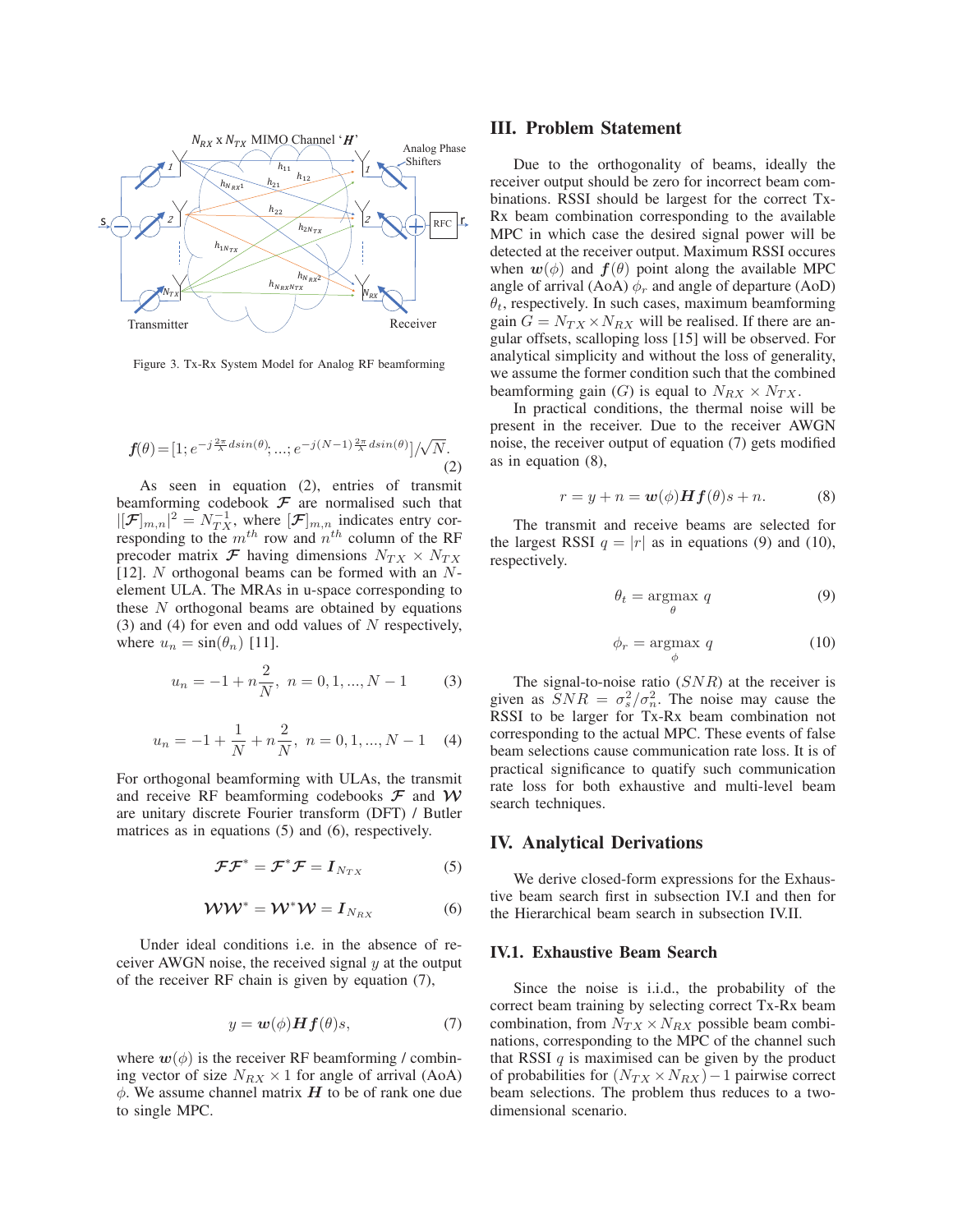Figure 3. Tx-Rx System Model for Analog RF beamforming

$$\boldsymbol{f}(\theta)=[1; e^{-j\frac{2\pi}{\lambda}dsin(\theta)}; ...; e^{-j(N-1)\frac{2\pi}{\lambda}dsin(\theta)}]/\sqrt{N}. \tag{2}$$

As seen in equation (2), entries of transmit beamforming codebook $\boldsymbol{\mathcal{F}}$ are normalised such that $|[\boldsymbol{\mathcal{F}}]_{m,n}|^2 = N_{TX}^{-1}$, where $[\boldsymbol{\mathcal{F}}]_{m,n}$ indicates entry corresponding to the $m^{th}$ row and $n^{th}$ column of the RF precoder matrix $\boldsymbol{\mathcal{F}}$ having dimensions $N_{TX} \times N_{TX}$ [12]. $N$ orthogonal beams can be formed with an $N$-element ULA. The MRAs in u-space corresponding to these $N$ orthogonal beams are obtained by equations (3) and (4) for even and odd values of $N$ respectively, where $u_n = \sin(\theta_n)$ [11].

$$u_n = -1 + n\frac{2}{N}, \; n = 0, 1, ..., N-1 \tag{3}$$

$$u_n = -1 + \frac{1}{N} + n\frac{2}{N}, \; n = 0, 1, ..., N-1 \tag{4}$$

For orthogonal beamforming with ULAs, the transmit and receive RF beamforming codebooks $\boldsymbol{\mathcal{F}}$ and $\boldsymbol{\mathcal{W}}$ are unitary discrete Fourier transform (DFT) / Butler matrices as in equations (5) and (6), respectively.

$$\boldsymbol{\mathcal{F}}\boldsymbol{\mathcal{F}}^* = \boldsymbol{\mathcal{F}}^*\boldsymbol{\mathcal{F}} = \boldsymbol{I}_{N_{TX}} \tag{5}$$

$$\boldsymbol{\mathcal{W}}\boldsymbol{\mathcal{W}}^* = \boldsymbol{\mathcal{W}}^*\boldsymbol{\mathcal{W}} = \boldsymbol{I}_{N_{RX}} \tag{6}$$

Under ideal conditions i.e. in the absence of receiver AWGN noise, the received signal $y$ at the output of the receiver RF chain is given by equation (7),

$$y = \boldsymbol{w}(\phi)\boldsymbol{H}\boldsymbol{f}(\theta)s, \tag{7}$$

where $\boldsymbol{w}(\phi)$ is the receiver RF beamforming / combining vector of size $N_{RX} \times 1$ for angle of arrival (AoA) $\phi$. We assume channel matrix $\boldsymbol{H}$ to be of rank one due to single MPC.

## III. Problem Statement

Due to the orthogonality of beams, ideally the receiver output should be zero for incorrect beam combinations. RSSI should be largest for the correct Tx-Rx beam combination corresponding to the available MPC in which case the desired signal power will be detected at the receiver output. Maximum RSSI occures when $\boldsymbol{w}(\phi)$ and $\boldsymbol{f}(\theta)$ point along the available MPC angle of arrival (AoA) $\phi_r$ and angle of departure (AoD) $\theta_t$, respectively. In such cases, maximum beamforming gain $G = N_{TX} \times N_{RX}$ will be realised. If there are angular offsets, scalloping loss [15] will be observed. For analytical simplicity and without the loss of generality, we assume the former condition such that the combined beamforming gain ($G$) is equal to $N_{RX} \times N_{TX}$.

In practical conditions, the thermal noise will be present in the receiver. Due to the receiver AWGN noise, the receiver output of equation (7) gets modified as in equation (8),

$$r = y + n = \boldsymbol{w}(\phi)\boldsymbol{H}\boldsymbol{f}(\theta)s + n. \tag{8}$$

The transmit and receive beams are selected for the largest RSSI $q = |r|$ as in equations (9) and (10), respectively.

$$\theta_t = \underset{\theta}{\text{argmax}} \; q \tag{9}$$

$$\phi_r = \underset{\phi}{\text{argmax}} \; q \tag{10}$$

The signal-to-noise ratio ($SNR$) at the receiver is given as $SNR = \sigma_s^2/\sigma_n^2$. The noise may cause the RSSI to be larger for Tx-Rx beam combination not corresponding to the actual MPC. These events of false beam selections cause communication rate loss. It is of practical significance to quatify such communication rate loss for both exhaustive and multi-level beam search techniques.

## IV. Analytical Derivations

We derive closed-form expressions for the Exhaustive beam search first in subsection IV.I and then for the Hierarchical beam search in subsection IV.II.

### IV.1. Exhaustive Beam Search

Since the noise is i.i.d., the probability of the correct beam training by selecting correct Tx-Rx beam combination, from $N_{TX} \times N_{RX}$ possible beam combinations, corresponding to the MPC of the channel such that RSSI $q$ is maximised can be given by the product of probabilities for $(N_{TX} \times N_{RX}) - 1$ pairwise correct beam selections. The problem thus reduces to a two-dimensional scenario.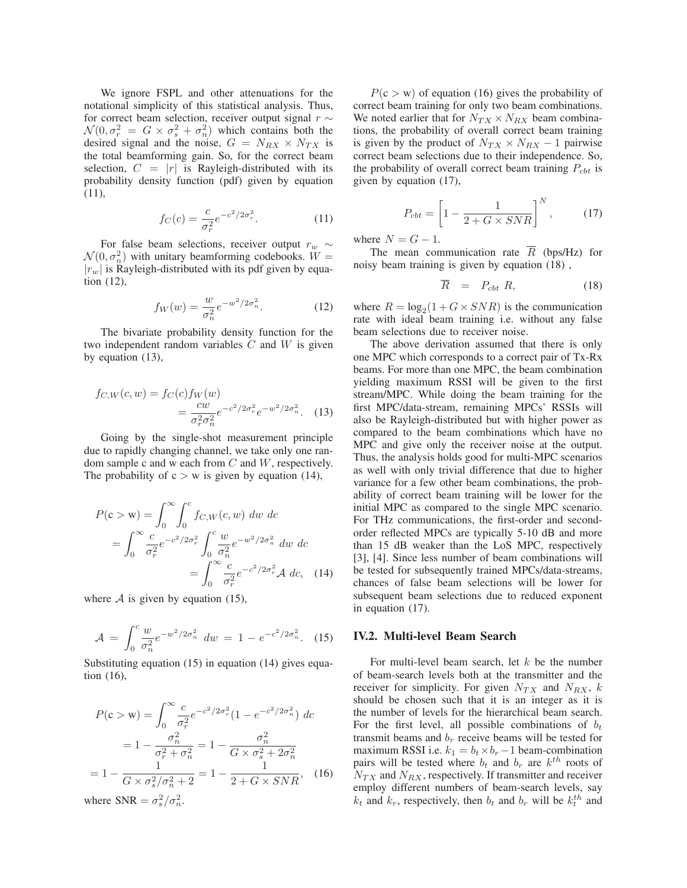We ignore FSPL and other attenuations for the notational simplicity of this statistical analysis. Thus, for correct beam selection, receiver output signal $r \sim \mathcal{N}(0, \sigma_r^2 = G \times \sigma_s^2 + \sigma_n^2)$ which contains both the desired signal and the noise, $G = N_{RX} \times N_{TX}$ is the total beamforming gain. So, for the correct beam selection, $C = |r|$ is Rayleigh-distributed with its probability density function (pdf) given by equation (11),

$$f_C(c) = \frac{c}{\sigma_r^2} e^{-c^2/2\sigma_r^2}. \tag{11}$$

For false beam selections, receiver output $r_w \sim \mathcal{N}(0, \sigma_n^2)$ with unitary beamforming codebooks. $W = |r_w|$ is Rayleigh-distributed with its pdf given by equation (12),

$$f_W(w) = \frac{w}{\sigma_n^2} e^{-w^2/2\sigma_n^2}. \tag{12}$$

The bivariate probability density function for the two independent random variables $C$ and $W$ is given by equation (13),

$$\begin{aligned} f_{C,W}(c,w) &= f_C(c) f_W(w) \\ &= \frac{cw}{\sigma_r^2 \sigma_n^2} e^{-c^2/2\sigma_r^2} e^{-w^2/2\sigma_n^2}. \end{aligned} \tag{13}$$

Going by the single-shot measurement principle due to rapidly changing channel, we take only one random sample c and w each from $C$ and $W$, respectively. The probability of c > w is given by equation (14),

$$\begin{aligned} P(\mathrm{c} > \mathrm{w}) &= \int_0^\infty \int_0^c f_{C,W}(c,w) \; dw \; dc \\ &= \int_0^\infty \frac{c}{\sigma_r^2} e^{-c^2/2\sigma_r^2} \int_0^c \frac{w}{\sigma_n^2} e^{-w^2/2\sigma_n^2} \; dw \; dc \\ &= \int_0^\infty \frac{c}{\sigma_r^2} e^{-c^2/2\sigma_r^2} \mathcal{A} \; dc, \end{aligned} \tag{14}$$

where $\mathcal{A}$ is given by equation (15),

$$\mathcal{A} = \int_0^c \frac{w}{\sigma_n^2} e^{-w^2/2\sigma_n^2} \; dw = 1 - e^{-c^2/2\sigma_n^2}. \tag{15}$$

Substituting equation (15) in equation (14) gives equation (16),

$$\begin{aligned} P(\mathrm{c} > \mathrm{w}) &= \int_0^\infty \frac{c}{\sigma_r^2} e^{-c^2/2\sigma_r^2} (1 - e^{-c^2/2\sigma_n^2}) \; dc \\ &= 1 - \frac{\sigma_n^2}{\sigma_r^2 + \sigma_n^2} = 1 - \frac{\sigma_n^2}{G \times \sigma_s^2 + 2\sigma_n^2} \\ &= 1 - \frac{1}{G \times \sigma_s^2/\sigma_n^2 + 2} = 1 - \frac{1}{2 + G \times SNR}, \end{aligned} \tag{16}$$

where $\mathrm{SNR} = \sigma_s^2/\sigma_n^2$.

$P(\mathrm{c} > \mathrm{w})$ of equation (16) gives the probability of correct beam training for only two beam combinations. We noted earlier that for $N_{TX} \times N_{RX}$ beam combinations, the probability of overall correct beam training is given by the product of $N_{TX} \times N_{RX} - 1$ pairwise correct beam selections due to their independence. So, the probability of overall correct beam training $P_{cbt}$ is given by equation (17),

$$P_{cbt} = \left[1 - \frac{1}{2 + G \times SNR}\right]^N, \tag{17}$$

where $N = G - 1$.

The mean communication rate $\overline{R}$ (bps/Hz) for noisy beam training is given by equation (18) ,

$$\overline{R} \;\; = \;\; P_{cbt} \; R, \tag{18}$$

where $R = \log_2(1 + G \times SNR)$ is the communication rate with ideal beam training i.e. without any false beam selections due to receiver noise.

The above derivation assumed that there is only one MPC which corresponds to a correct pair of Tx-Rx beams. For more than one MPC, the beam combination yielding maximum RSSI will be given to the first stream/MPC. While doing the beam training for the first MPC/data-stream, remaining MPCs' RSSIs will also be Rayleigh-distributed but with higher power as compared to the beam combinations which have no MPC and give only the receiver noise at the output. Thus, the analysis holds good for multi-MPC scenarios as well with only trivial difference that due to higher variance for a few other beam combinations, the probability of correct beam training will be lower for the initial MPC as compared to the single MPC scenario. For THz communications, the first-order and second-order reflected MPCs are typically 5-10 dB and more than 15 dB weaker than the LoS MPC, respectively [3], [4]. Since less number of beam combinations will be tested for subsequently trained MPCs/data-streams, chances of false beam selections will be lower for subsequent beam selections due to reduced exponent in equation (17).

## IV.2. Multi-level Beam Search

For multi-level beam search, let $k$ be the number of beam-search levels both at the transmitter and the receiver for simplicity. For given $N_{TX}$ and $N_{RX}$, $k$ should be chosen such that it is an integer as it is the number of levels for the hierarchical beam search. For the first level, all possible combinations of $b_t$ transmit beams and $b_r$ receive beams will be tested for maximum RSSI i.e. $k_1 = b_t \times b_r - 1$ beam-combination pairs will be tested where $b_t$ and $b_r$ are $k^{th}$ roots of $N_{TX}$ and $N_{RX}$, respectively. If transmitter and receiver employ different numbers of beam-search levels, say $k_t$ and $k_r$, respectively, then $b_t$ and $b_r$ will be $k_t^{th}$ and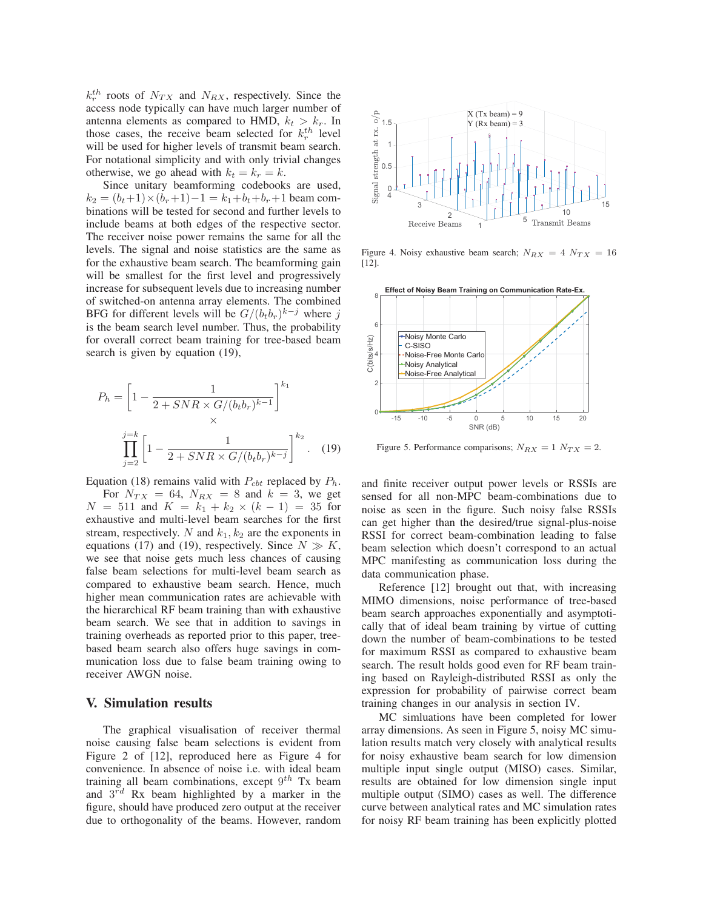$k_r^{th}$ roots of $N_{TX}$ and $N_{RX}$, respectively. Since the access node typically can have much larger number of antenna elements as compared to HMD, $k_t > k_r$. In those cases, the receive beam selected for $k_r^{th}$ level will be used for higher levels of transmit beam search. For notational simplicity and with only trivial changes otherwise, we go ahead with $k_t = k_r = k$.

Since unitary beamforming codebooks are used, $k_2 = (b_t+1)\times(b_r+1)-1 = k_1+b_t+b_r+1$ beam combinations will be tested for second and further levels to include beams at both edges of the respective sector. The receiver noise power remains the same for all the levels. The signal and noise statistics are the same as for the exhaustive beam search. The beamforming gain will be smallest for the first level and progressively increase for subsequent levels due to increasing number of switched-on antenna array elements. The combined BFG for different levels will be $G/(b_t b_r)^{k-j}$ where $j$ is the beam search level number. Thus, the probability for overall correct beam training for tree-based beam search is given by equation (19),

$$P_h = \left[1 - \frac{1}{2 + SNR \times G/(b_t b_r)^{k-1}}\right]^{k_1} \times \prod_{j=2}^{j=k}\left[1 - \frac{1}{2 + SNR \times G/(b_t b_r)^{k-j}}\right]^{k_2}. \quad (19)$$

Equation (18) remains valid with $P_{cbt}$ replaced by $P_h$.

For $N_{TX} = 64$, $N_{RX} = 8$ and $k = 3$, we get $N = 511$ and $K = k_1 + k_2 \times (k-1) = 35$ for exhaustive and multi-level beam searches for the first stream, respectively. $N$ and $k_1, k_2$ are the exponents in equations (17) and (19), respectively. Since $N \gg K$, we see that noise gets much less chances of causing false beam selections for multi-level beam search as compared to exhaustive beam search. Hence, much higher mean communication rates are achievable with the hierarchical RF beam training than with exhaustive beam search. We see that in addition to savings in training overheads as reported prior to this paper, tree-based beam search also offers huge savings in communication loss due to false beam training owing to receiver AWGN noise.

## V. Simulation results

The graphical visualisation of receiver thermal noise causing false beam selections is evident from Figure 2 of [12], reproduced here as Figure 4 for convenience. In absence of noise i.e. with ideal beam training all beam combinations, except $9^{th}$ Tx beam and $3^{rd}$ Rx beam highlighted by a marker in the figure, should have produced zero output at the receiver due to orthogonality of the beams. However, random and finite receiver output power levels or RSSIs are sensed for all non-MPC beam-combinations due to noise as seen in the figure. Such noisy false RSSIs can get higher than the desired/true signal-plus-noise RSSI for correct beam-combination leading to false beam selection which doesn't correspond to an actual MPC manifesting as communication loss during the data communication phase.

Figure 4. Noisy exhaustive beam search; $N_{RX} = 4$ $N_{TX} = 16$ [12].

Figure 5. Performance comparisons; $N_{RX} = 1$ $N_{TX} = 2$.

Reference [12] brought out that, with increasing MIMO dimensions, noise performance of tree-based beam search approaches exponentially and asymptotically that of ideal beam training by virtue of cutting down the number of beam-combinations to be tested for maximum RSSI as compared to exhaustive beam search. The result holds good even for RF beam training based on Rayleigh-distributed RSSI as only the expression for probability of pairwise correct beam training changes in our analysis in section IV.

MC simluations have been completed for lower array dimensions. As seen in Figure 5, noisy MC simulation results match very closely with analytical results for noisy exhaustive beam search for low dimension multiple input single output (MISO) cases. Similar, results are obtained for low dimension single input multiple output (SIMO) cases as well. The difference curve between analytical rates and MC simulation rates for noisy RF beam training has been explicitly plotted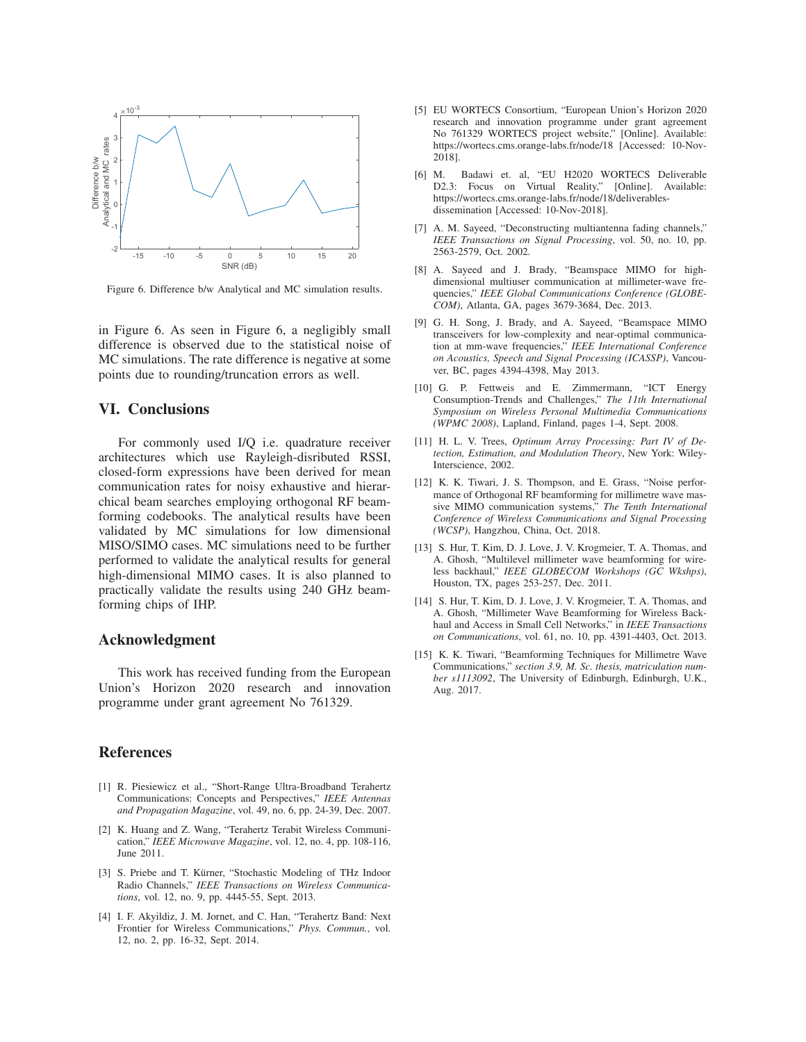×10^-3
4
3
2
1
0
-1
-2
Difference b/w Analytical and MC rates
-15 -10 -5 0 5 10 15 20
SNR (dB)

Figure 6. Difference b/w Analytical and MC simulation results.

in Figure 6. As seen in Figure 6, a negligibly small difference is observed due to the statistical noise of MC simulations. The rate difference is negative at some points due to rounding/truncation errors as well.

## VI. Conclusions

For commonly used I/Q i.e. quadrature receiver architectures which use Rayleigh-disributed RSSI, closed-form expressions have been derived for mean communication rates for noisy exhaustive and hierarchical beam searches employing orthogonal RF beamforming codebooks. The analytical results have been validated by MC simulations for low dimensional MISO/SIMO cases. MC simulations need to be further performed to validate the analytical results for general high-dimensional MIMO cases. It is also planned to practically validate the results using 240 GHz beamforming chips of IHP.

## Acknowledgment

This work has received funding from the European Union's Horizon 2020 research and innovation programme under grant agreement No 761329.

## References

[1] R. Piesiewicz et al., "Short-Range Ultra-Broadband Terahertz Communications: Concepts and Perspectives," *IEEE Antennas and Propagation Magazine*, vol. 49, no. 6, pp. 24-39, Dec. 2007.

[2] K. Huang and Z. Wang, "Terahertz Terabit Wireless Communication," *IEEE Microwave Magazine*, vol. 12, no. 4, pp. 108-116, June 2011.

[3] S. Priebe and T. Kürner, "Stochastic Modeling of THz Indoor Radio Channels," *IEEE Transactions on Wireless Communications*, vol. 12, no. 9, pp. 4445-55, Sept. 2013.

[4] I. F. Akyildiz, J. M. Jornet, and C. Han, "Terahertz Band: Next Frontier for Wireless Communications," *Phys. Commun.*, vol. 12, no. 2, pp. 16-32, Sept. 2014.

[5] EU WORTECS Consortium, "European Union's Horizon 2020 research and innovation programme under grant agreement No 761329 WORTECS project website," [Online]. Available: https://wortecs.cms.orange-labs.fr/node/18 [Accessed: 10-Nov-2018].

[6] M. Badawi et. al, "EU H2020 WORTECS Deliverable D2.3: Focus on Virtual Reality," [Online]. Available: https://wortecs.cms.orange-labs.fr/node/18/deliverables-dissemination [Accessed: 10-Nov-2018].

[7] A. M. Sayeed, "Deconstructing multiantenna fading channels," *IEEE Transactions on Signal Processing*, vol. 50, no. 10, pp. 2563-2579, Oct. 2002.

[8] A. Sayeed and J. Brady, "Beamspace MIMO for high-dimensional multiuser communication at millimeter-wave frequencies," *IEEE Global Communications Conference (GLOBECOM)*, Atlanta, GA, pages 3679-3684, Dec. 2013.

[9] G. H. Song, J. Brady, and A. Sayeed, "Beamspace MIMO transceivers for low-complexity and near-optimal communication at mm-wave frequencies," *IEEE International Conference on Acoustics, Speech and Signal Processing (ICASSP)*, Vancouver, BC, pages 4394-4398, May 2013.

[10] G. P. Fettweis and E. Zimmermann, "ICT Energy Consumption-Trends and Challenges," *The 11th International Symposium on Wireless Personal Multimedia Communications (WPMC 2008)*, Lapland, Finland, pages 1-4, Sept. 2008.

[11] H. L. V. Trees, *Optimum Array Processing: Part IV of Detection, Estimation, and Modulation Theory*, New York: Wiley-Interscience, 2002.

[12] K. K. Tiwari, J. S. Thompson, and E. Grass, "Noise performance of Orthogonal RF beamforming for millimetre wave massive MIMO communication systems," *The Tenth International Conference of Wireless Communications and Signal Processing (WCSP)*, Hangzhou, China, Oct. 2018.

[13] S. Hur, T. Kim, D. J. Love, J. V. Krogmeier, T. A. Thomas, and A. Ghosh, "Multilevel millimeter wave beamforming for wireless backhaul," *IEEE GLOBECOM Workshops (GC Wkshps)*, Houston, TX, pages 253-257, Dec. 2011.

[14] S. Hur, T. Kim, D. J. Love, J. V. Krogmeier, T. A. Thomas, and A. Ghosh, "Millimeter Wave Beamforming for Wireless Backhaul and Access in Small Cell Networks," in *IEEE Transactions on Communications*, vol. 61, no. 10, pp. 4391-4403, Oct. 2013.

[15] K. K. Tiwari, "Beamforming Techniques for Millimetre Wave Communications," *section 3.9, M. Sc. thesis, matriculation number s1113092*, The University of Edinburgh, Edinburgh, U.K., Aug. 2017.